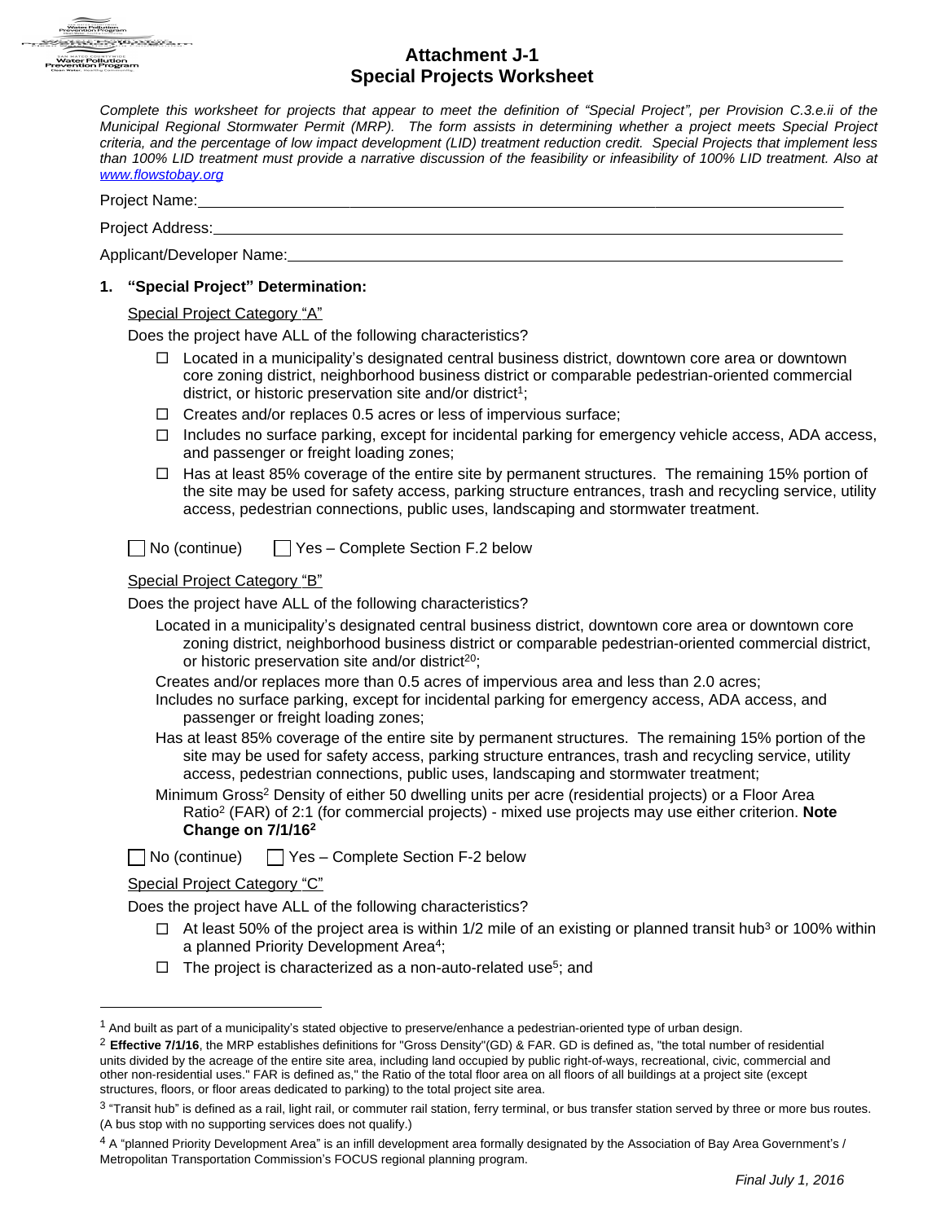# Attachment J-1
## Special Projects Worksheet

*Complete this worksheet for projects that appear to meet the definition of "Special Project", per Provision C.3.e.ii of the Municipal Regional Stormwater Permit (MRP). The form assists in determining whether a project meets Special Project criteria, and the percentage of low impact development (LID) treatment reduction credit. Special Projects that implement less than 100% LID treatment must provide a narrative discussion of the feasibility or infeasibility of 100% LID treatment. Also at [www.flowstobay.org](www.flowstobay.org)*

Project Name:\_\_\_\_\_\_\_\_\_\_\_\_\_\_\_\_\_\_\_\_\_\_\_\_\_\_\_\_\_\_\_\_\_\_\_\_\_\_\_\_\_\_\_\_\_\_\_\_\_\_\_\_\_\_\_\_\_\_\_\_

Project Address:\_\_\_\_\_\_\_\_\_\_\_\_\_\_\_\_\_\_\_\_\_\_\_\_\_\_\_\_\_\_\_\_\_\_\_\_\_\_\_\_\_\_\_\_\_\_\_\_\_\_\_\_\_\_\_\_\_\_\_

Applicant/Developer Name:\_\_\_\_\_\_\_\_\_\_\_\_\_\_\_\_\_\_\_\_\_\_\_\_\_\_\_\_\_\_\_\_\_\_\_\_\_\_\_\_\_\_\_\_\_\_\_\_\_\_\_

### 1. "Special Project" Determination:

Special Project Category "A"

Does the project have ALL of the following characteristics?

- ☐ Located in a municipality's designated central business district, downtown core area or downtown core zoning district, neighborhood business district or comparable pedestrian-oriented commercial district, or historic preservation site and/or district[1];
- ☐ Creates and/or replaces 0.5 acres or less of impervious surface;
- ☐ Includes no surface parking, except for incidental parking for emergency vehicle access, ADA access, and passenger or freight loading zones;
- ☐ Has at least 85% coverage of the entire site by permanent structures. The remaining 15% portion of the site may be used for safety access, parking structure entrances, trash and recycling service, utility access, pedestrian connections, public uses, landscaping and stormwater treatment.

☐ No (continue) ☐ Yes – Complete Section F.2 below

Special Project Category "B"

Does the project have ALL of the following characteristics?

Located in a municipality's designated central business district, downtown core area or downtown core zoning district, neighborhood business district or comparable pedestrian-oriented commercial district, or historic preservation site and/or district[20];

Creates and/or replaces more than 0.5 acres of impervious area and less than 2.0 acres;

Includes no surface parking, except for incidental parking for emergency access, ADA access, and passenger or freight loading zones;

Has at least 85% coverage of the entire site by permanent structures. The remaining 15% portion of the site may be used for safety access, parking structure entrances, trash and recycling service, utility access, pedestrian connections, public uses, landscaping and stormwater treatment;

Minimum Gross[2] Density of either 50 dwelling units per acre (residential projects) or a Floor Area Ratio[2] (FAR) of 2:1 (for commercial projects) - mixed use projects may use either criterion. **Note Change on 7/1/16[2]**

☐ No (continue) ☐ Yes – Complete Section F-2 below

Special Project Category "C"

Does the project have ALL of the following characteristics?

- ☐ At least 50% of the project area is within 1/2 mile of an existing or planned transit hub[3] or 100% within a planned Priority Development Area[4];
- ☐ The project is characterized as a non-auto-related use[5]; and

---

[1] And built as part of a municipality's stated objective to preserve/enhance a pedestrian-oriented type of urban design.

[2] **Effective 7/1/16**, the MRP establishes definitions for "Gross Density"(GD) & FAR. GD is defined as, "the total number of residential units divided by the acreage of the entire site area, including land occupied by public right-of-ways, recreational, civic, commercial and other non-residential uses." FAR is defined as," the Ratio of the total floor area on all floors of all buildings at a project site (except structures, floors, or floor areas dedicated to parking) to the total project site area.

[3] "Transit hub" is defined as a rail, light rail, or commuter rail station, ferry terminal, or bus transfer station served by three or more bus routes. (A bus stop with no supporting services does not qualify.)

[4] A "planned Priority Development Area" is an infill development area formally designated by the Association of Bay Area Government's / Metropolitan Transportation Commission's FOCUS regional planning program.

*Final July 1, 2016*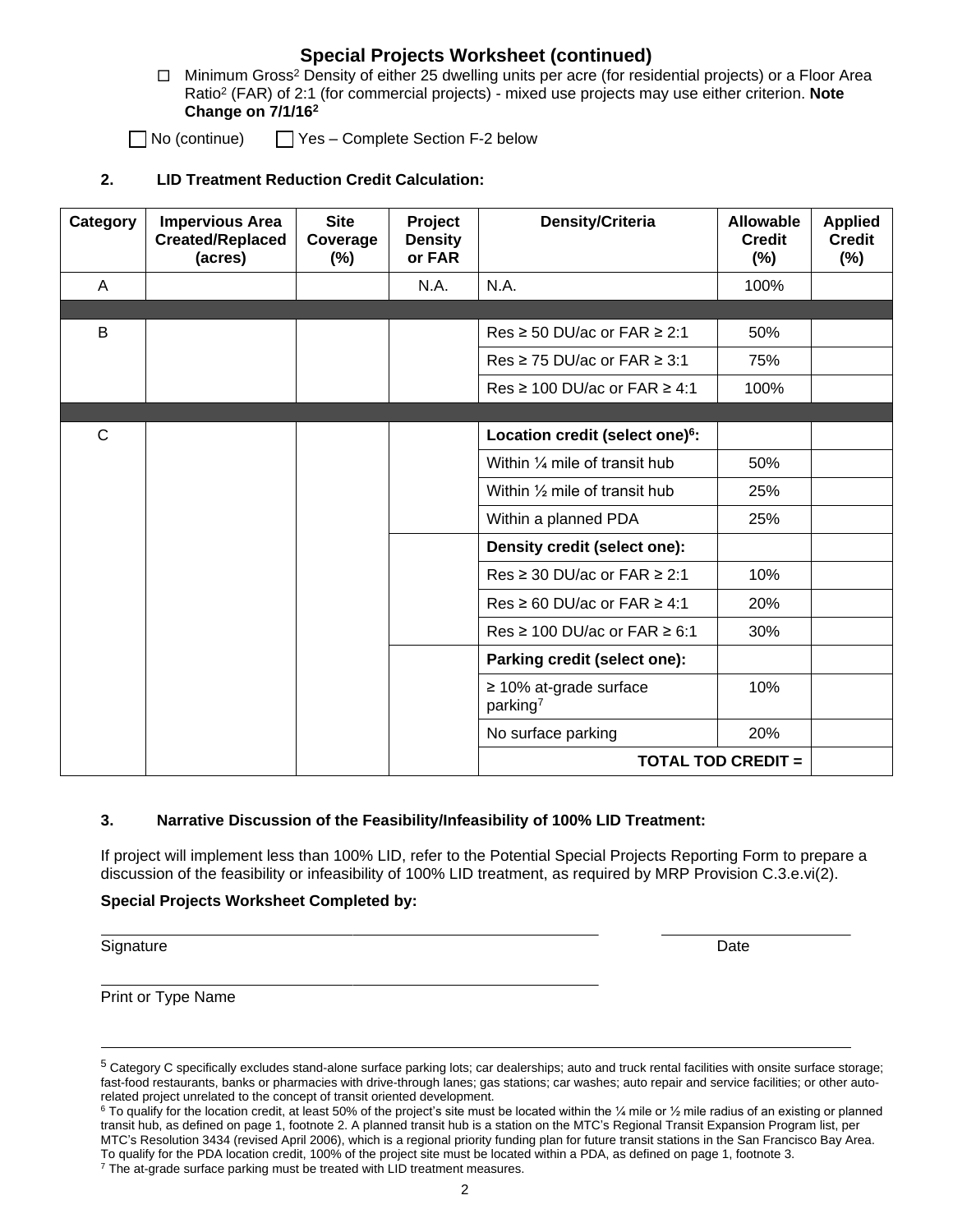## Special Projects Worksheet (continued)

☐ Minimum Gross[2] Density of either 25 dwelling units per acre (for residential projects) or a Floor Area Ratio[2] (FAR) of 2:1 (for commercial projects) - mixed use projects may use either criterion. **Note Change on 7/1/16[2]**

☐ No (continue) ☐ Yes – Complete Section F-2 below

### 2. LID Treatment Reduction Credit Calculation:

| Category | Impervious Area Created/Replaced (acres) | Site Coverage (%) | Project Density or FAR | Density/Criteria | Allowable Credit (%) | Applied Credit (%) |
|---|---|---|---|---|---|---|
| A | | | N.A. | N.A. | 100% | |
| | | | | | | |
| B | | | | Res ≥ 50 DU/ac or FAR ≥ 2:1 | 50% | |
| | | | | Res ≥ 75 DU/ac or FAR ≥ 3:1 | 75% | |
| | | | | Res ≥ 100 DU/ac or FAR ≥ 4:1 | 100% | |
| | | | | | | |
| C | | | | **Location credit (select one)[6]:** | | |
| | | | | Within ¼ mile of transit hub | 50% | |
| | | | | Within ½ mile of transit hub | 25% | |
| | | | | Within a planned PDA | 25% | |
| | | | | **Density credit (select one):** | | |
| | | | | Res ≥ 30 DU/ac or FAR ≥ 2:1 | 10% | |
| | | | | Res ≥ 60 DU/ac or FAR ≥ 4:1 | 20% | |
| | | | | Res ≥ 100 DU/ac or FAR ≥ 6:1 | 30% | |
| | | | | **Parking credit (select one):** | | |
| | | | | ≥ 10% at-grade surface parking[7] | 10% | |
| | | | | No surface parking | 20% | |
| | | | | **TOTAL TOD CREDIT =** | | |

### 3. Narrative Discussion of the Feasibility/Infeasibility of 100% LID Treatment:

If project will implement less than 100% LID, refer to the Potential Special Projects Reporting Form to prepare a discussion of the feasibility or infeasibility of 100% LID treatment, as required by MRP Provision C.3.e.vi(2).

**Special Projects Worksheet Completed by:**

______________________________ ______________
Signature Date

______________________________
Print or Type Name

---

[5] Category C specifically excludes stand-alone surface parking lots; car dealerships; auto and truck rental facilities with onsite surface storage; fast-food restaurants, banks or pharmacies with drive-through lanes; gas stations; car washes; auto repair and service facilities; or other auto-related project unrelated to the concept of transit oriented development.

[6] To qualify for the location credit, at least 50% of the project's site must be located within the ¼ mile or ½ mile radius of an existing or planned transit hub, as defined on page 1, footnote 2. A planned transit hub is a station on the MTC's Regional Transit Expansion Program list, per MTC's Resolution 3434 (revised April 2006), which is a regional priority funding plan for future transit stations in the San Francisco Bay Area. To qualify for the PDA location credit, 100% of the project site must be located within a PDA, as defined on page 1, footnote 3.

[7] The at-grade surface parking must be treated with LID treatment measures.